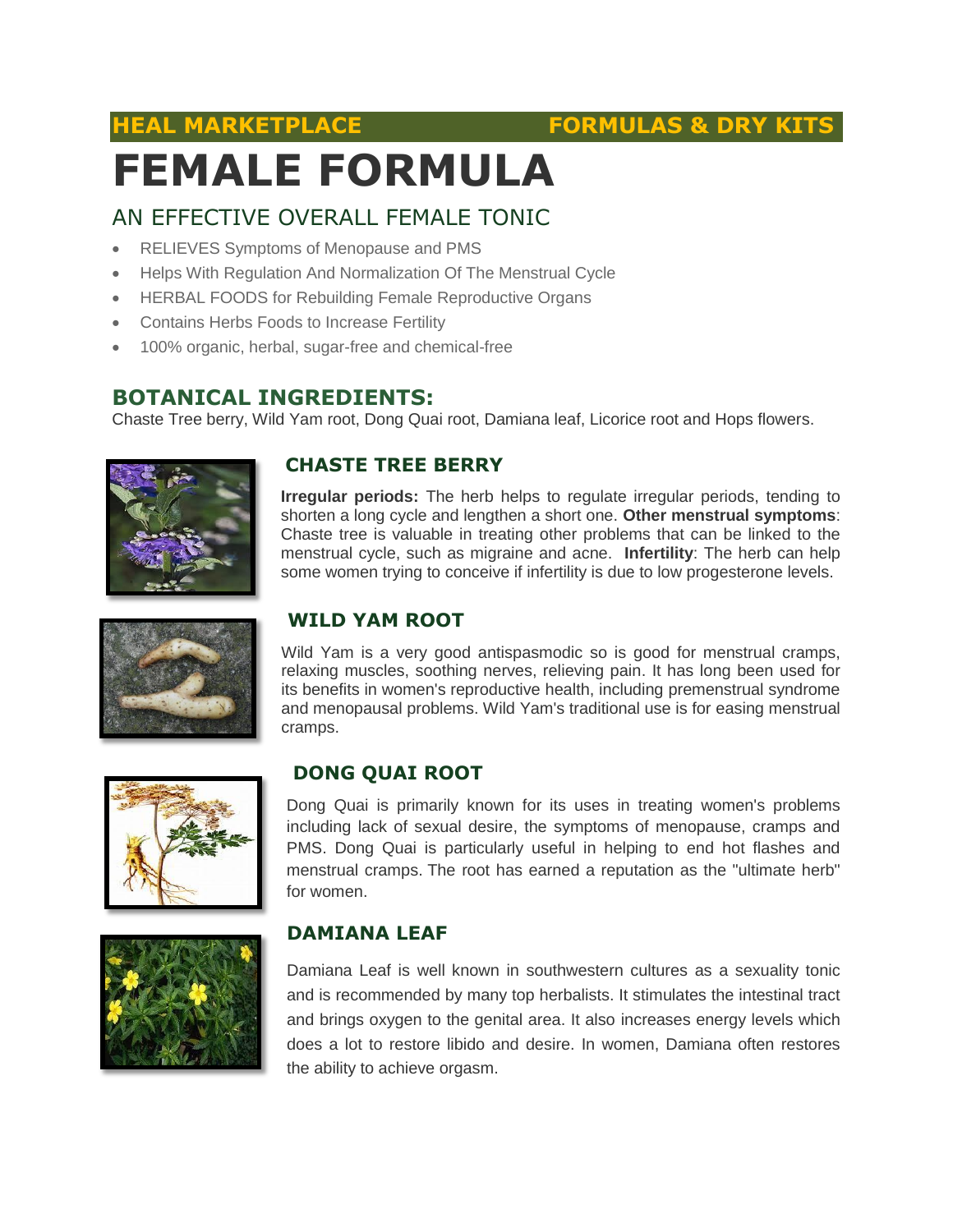**HEAL MARKETPLACE** **FORMULAS & DRY KITS**

# FEMALE FORMULA

## AN EFFECTIVE OVERALL FEMALE TONIC

- RELIEVES Symptoms of Menopause and PMS
- Helps With Regulation And Normalization Of The Menstrual Cycle
- HERBAL FOODS for Rebuilding Female Reproductive Organs
- Contains Herbs Foods to Increase Fertility
- 100% organic, herbal, sugar-free and chemical-free

## BOTANICAL INGREDIENTS:

Chaste Tree berry, Wild Yam root, Dong Quai root, Damiana leaf, Licorice root and Hops flowers.

### CHASTE TREE BERRY

**Irregular periods:** The herb helps to regulate irregular periods, tending to shorten a long cycle and lengthen a short one. **Other menstrual symptoms**: Chaste tree is valuable in treating other problems that can be linked to the menstrual cycle, such as migraine and acne. **Infertility**: The herb can help some women trying to conceive if infertility is due to low progesterone levels.

### WILD YAM ROOT

Wild Yam is a very good antispasmodic so is good for menstrual cramps, relaxing muscles, soothing nerves, relieving pain. It has long been used for its benefits in women's reproductive health, including premenstrual syndrome and menopausal problems. Wild Yam's traditional use is for easing menstrual cramps.

### DONG QUAI ROOT

Dong Quai is primarily known for its uses in treating women's problems including lack of sexual desire, the symptoms of menopause, cramps and PMS. Dong Quai is particularly useful in helping to end hot flashes and menstrual cramps. The root has earned a reputation as the "ultimate herb" for women.

### DAMIANA LEAF

Damiana Leaf is well known in southwestern cultures as a sexuality tonic and is recommended by many top herbalists. It stimulates the intestinal tract and brings oxygen to the genital area. It also increases energy levels which does a lot to restore libido and desire. In women, Damiana often restores the ability to achieve orgasm.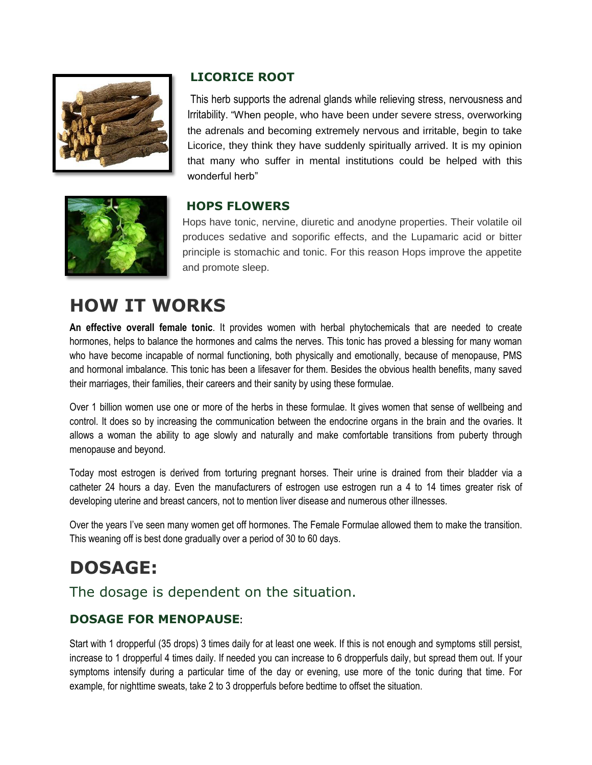### LICORICE ROOT

This herb supports the adrenal glands while relieving stress, nervousness and Irritability. "When people, who have been under severe stress, overworking the adrenals and becoming extremely nervous and irritable, begin to take Licorice, they think they have suddenly spiritually arrived. It is my opinion that many who suffer in mental institutions could be helped with this wonderful herb"

### HOPS FLOWERS

Hops have tonic, nervine, diuretic and anodyne properties. Their volatile oil produces sedative and soporific effects, and the Lupamaric acid or bitter principle is stomachic and tonic. For this reason Hops improve the appetite and promote sleep.

# HOW IT WORKS

**An effective overall female tonic**. It provides women with herbal phytochemicals that are needed to create hormones, helps to balance the hormones and calms the nerves. This tonic has proved a blessing for many woman who have become incapable of normal functioning, both physically and emotionally, because of menopause, PMS and hormonal imbalance. This tonic has been a lifesaver for them. Besides the obvious health benefits, many saved their marriages, their families, their careers and their sanity by using these formulae.

Over 1 billion women use one or more of the herbs in these formulae. It gives women that sense of wellbeing and control. It does so by increasing the communication between the endocrine organs in the brain and the ovaries. It allows a woman the ability to age slowly and naturally and make comfortable transitions from puberty through menopause and beyond.

Today most estrogen is derived from torturing pregnant horses. Their urine is drained from their bladder via a catheter 24 hours a day. Even the manufacturers of estrogen use estrogen run a 4 to 14 times greater risk of developing uterine and breast cancers, not to mention liver disease and numerous other illnesses.

Over the years I've seen many women get off hormones. The Female Formulae allowed them to make the transition. This weaning off is best done gradually over a period of 30 to 60 days.

# DOSAGE:

## The dosage is dependent on the situation.

### DOSAGE FOR MENOPAUSE:

Start with 1 dropperful (35 drops) 3 times daily for at least one week. If this is not enough and symptoms still persist, increase to 1 dropperful 4 times daily. If needed you can increase to 6 dropperfuls daily, but spread them out. If your symptoms intensify during a particular time of the day or evening, use more of the tonic during that time. For example, for nighttime sweats, take 2 to 3 dropperfuls before bedtime to offset the situation.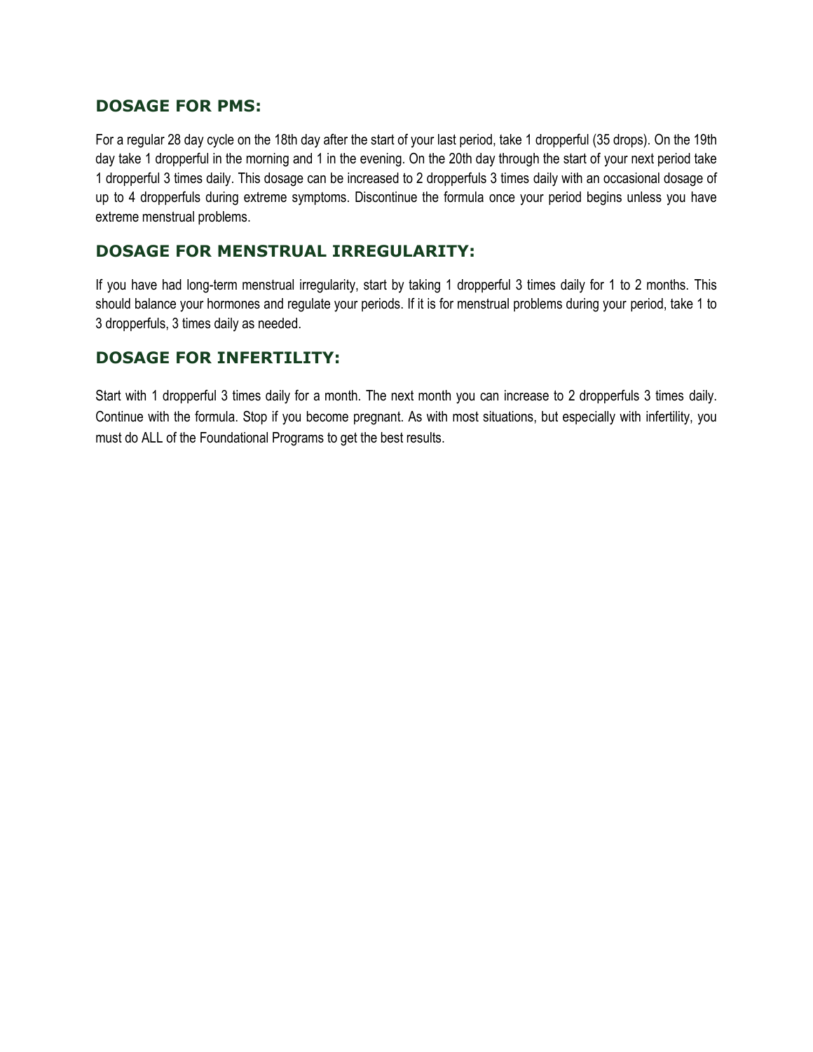## DOSAGE FOR PMS:

For a regular 28 day cycle on the 18th day after the start of your last period, take 1 dropperful (35 drops). On the 19th day take 1 dropperful in the morning and 1 in the evening. On the 20th day through the start of your next period take 1 dropperful 3 times daily. This dosage can be increased to 2 dropperfuls 3 times daily with an occasional dosage of up to 4 dropperfuls during extreme symptoms. Discontinue the formula once your period begins unless you have extreme menstrual problems.

## DOSAGE FOR MENSTRUAL IRREGULARITY:

If you have had long-term menstrual irregularity, start by taking 1 dropperful 3 times daily for 1 to 2 months. This should balance your hormones and regulate your periods. If it is for menstrual problems during your period, take 1 to 3 dropperfuls, 3 times daily as needed.

## DOSAGE FOR INFERTILITY:

Start with 1 dropperful 3 times daily for a month. The next month you can increase to 2 dropperfuls 3 times daily. Continue with the formula. Stop if you become pregnant. As with most situations, but especially with infertility, you must do ALL of the Foundational Programs to get the best results.